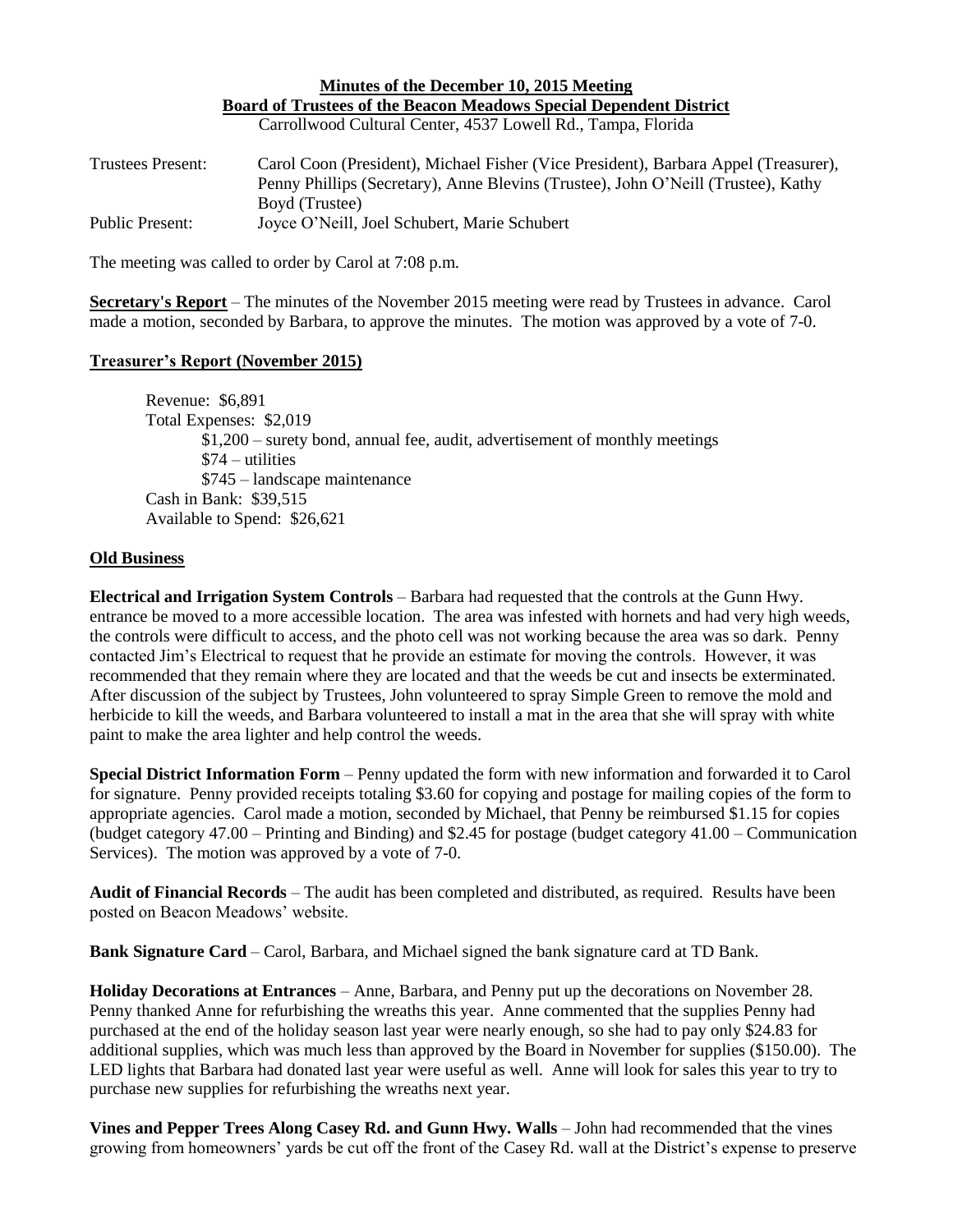**Minutes of the December 10, 2015 Meeting**
**Board of Trustees of the Beacon Meadows Special Dependent District**
Carrollwood Cultural Center, 4537 Lowell Rd., Tampa, Florida

Trustees Present: Carol Coon (President), Michael Fisher (Vice President), Barbara Appel (Treasurer), Penny Phillips (Secretary), Anne Blevins (Trustee), John O'Neill (Trustee), Kathy Boyd (Trustee)
Public Present: Joyce O'Neill, Joel Schubert, Marie Schubert

The meeting was called to order by Carol at 7:08 p.m.

**Secretary's Report** – The minutes of the November 2015 meeting were read by Trustees in advance. Carol made a motion, seconded by Barbara, to approve the minutes. The motion was approved by a vote of 7-0.

**Treasurer's Report (November 2015)**

Revenue: $6,891
Total Expenses: $2,019
- $1,200 – surety bond, annual fee, audit, advertisement of monthly meetings
- $74 – utilities
- $745 – landscape maintenance

Cash in Bank: $39,515
Available to Spend: $26,621

**Old Business**

**Electrical and Irrigation System Controls** – Barbara had requested that the controls at the Gunn Hwy. entrance be moved to a more accessible location. The area was infested with hornets and had very high weeds, the controls were difficult to access, and the photo cell was not working because the area was so dark. Penny contacted Jim's Electrical to request that he provide an estimate for moving the controls. However, it was recommended that they remain where they are located and that the weeds be cut and insects be exterminated. After discussion of the subject by Trustees, John volunteered to spray Simple Green to remove the mold and herbicide to kill the weeds, and Barbara volunteered to install a mat in the area that she will spray with white paint to make the area lighter and help control the weeds.

**Special District Information Form** – Penny updated the form with new information and forwarded it to Carol for signature. Penny provided receipts totaling $3.60 for copying and postage for mailing copies of the form to appropriate agencies. Carol made a motion, seconded by Michael, that Penny be reimbursed $1.15 for copies (budget category 47.00 – Printing and Binding) and $2.45 for postage (budget category 41.00 – Communication Services). The motion was approved by a vote of 7-0.

**Audit of Financial Records** – The audit has been completed and distributed, as required. Results have been posted on Beacon Meadows' website.

**Bank Signature Card** – Carol, Barbara, and Michael signed the bank signature card at TD Bank.

**Holiday Decorations at Entrances** – Anne, Barbara, and Penny put up the decorations on November 28. Penny thanked Anne for refurbishing the wreaths this year. Anne commented that the supplies Penny had purchased at the end of the holiday season last year were nearly enough, so she had to pay only $24.83 for additional supplies, which was much less than approved by the Board in November for supplies ($150.00). The LED lights that Barbara had donated last year were useful as well. Anne will look for sales this year to try to purchase new supplies for refurbishing the wreaths next year.

**Vines and Pepper Trees Along Casey Rd. and Gunn Hwy. Walls** – John had recommended that the vines growing from homeowners' yards be cut off the front of the Casey Rd. wall at the District's expense to preserve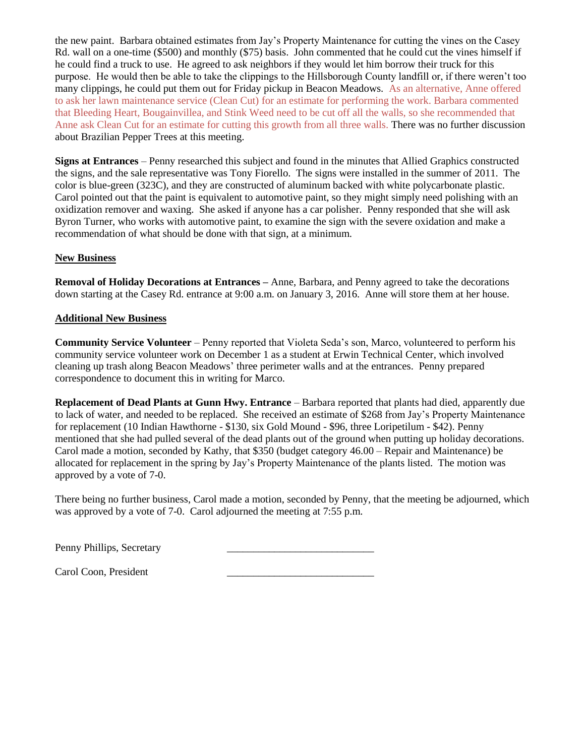the new paint. Barbara obtained estimates from Jay's Property Maintenance for cutting the vines on the Casey Rd. wall on a one-time ($500) and monthly ($75) basis. John commented that he could cut the vines himself if he could find a truck to use. He agreed to ask neighbors if they would let him borrow their truck for this purpose. He would then be able to take the clippings to the Hillsborough County landfill or, if there weren't too many clippings, he could put them out for Friday pickup in Beacon Meadows. As an alternative, Anne offered to ask her lawn maintenance service (Clean Cut) for an estimate for performing the work. Barbara commented that Bleeding Heart, Bougainvillea, and Stink Weed need to be cut off all the walls, so she recommended that Anne ask Clean Cut for an estimate for cutting this growth from all three walls. There was no further discussion about Brazilian Pepper Trees at this meeting.

**Signs at Entrances** – Penny researched this subject and found in the minutes that Allied Graphics constructed the signs, and the sale representative was Tony Fiorello. The signs were installed in the summer of 2011. The color is blue-green (323C), and they are constructed of aluminum backed with white polycarbonate plastic. Carol pointed out that the paint is equivalent to automotive paint, so they might simply need polishing with an oxidization remover and waxing. She asked if anyone has a car polisher. Penny responded that she will ask Byron Turner, who works with automotive paint, to examine the sign with the severe oxidation and make a recommendation of what should be done with that sign, at a minimum.

**New Business**

**Removal of Holiday Decorations at Entrances** – Anne, Barbara, and Penny agreed to take the decorations down starting at the Casey Rd. entrance at 9:00 a.m. on January 3, 2016. Anne will store them at her house.

**Additional New Business**

**Community Service Volunteer** – Penny reported that Violeta Seda's son, Marco, volunteered to perform his community service volunteer work on December 1 as a student at Erwin Technical Center, which involved cleaning up trash along Beacon Meadows' three perimeter walls and at the entrances. Penny prepared correspondence to document this in writing for Marco.

**Replacement of Dead Plants at Gunn Hwy. Entrance** – Barbara reported that plants had died, apparently due to lack of water, and needed to be replaced. She received an estimate of $268 from Jay's Property Maintenance for replacement (10 Indian Hawthorne - $130, six Gold Mound - $96, three Loripetilum - $42). Penny mentioned that she had pulled several of the dead plants out of the ground when putting up holiday decorations. Carol made a motion, seconded by Kathy, that $350 (budget category 46.00 – Repair and Maintenance) be allocated for replacement in the spring by Jay's Property Maintenance of the plants listed. The motion was approved by a vote of 7-0.

There being no further business, Carol made a motion, seconded by Penny, that the meeting be adjourned, which was approved by a vote of 7-0. Carol adjourned the meeting at 7:55 p.m.

Penny Phillips, Secretary ____________________________

Carol Coon, President ____________________________